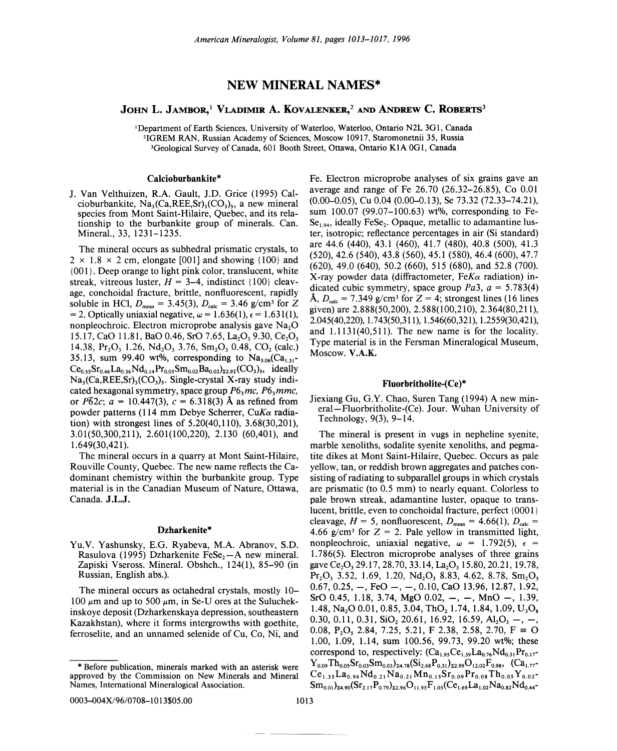# NEW MINERAL NAMES*

**John L. Jambor,[1] Vladimir A. Kovalenker,[2] and Andrew C. Roberts[3]**

[1]Department of Earth Sciences, University of Waterloo, Waterloo, Ontario N2L 3G1, Canada
[2]IGREM RAN, Russian Academy of Sciences, Moscow 10917, Staromonetnii 35, Russia
[3]Geological Survey of Canada, 601 Booth Street, Ottawa, Ontario K1A 0G1, Canada

## Calcioburbankite*

J. Van Velthuizen, R.A. Gault, J.D. Grice (1995) Calcioburbankite, $Na_3(Ca,REE,Sr)_3(CO_3)_5$, a new mineral species from Mont Saint-Hilaire, Quebec, and its relationship to the burbankite group of minerals. Can. Mineral., 33, 1231–1235.

The mineral occurs as subhedral prismatic crystals, to 2 × 1.8 × 2 cm, elongate [001] and showing {100} and {001}. Deep orange to light pink color, translucent, white streak, vitreous luster, $H$ = 3–4, indistinct {100} cleavage, conchoidal fracture, brittle, nonfluorescent, rapidly soluble in HCl, $D_{meas}$ = 3.45(3), $D_{calc}$ = 3.46 g/cm³ for $Z$ = 2. Optically uniaxial negative, $\omega$ = 1.636(1), $\epsilon$ = 1.631(1), nonpleochroic. Electron microprobe analysis gave $Na_2O$ 15.17, CaO 11.81, BaO 0.46, SrO 7.65, $La_2O_3$ 9.30, $Ce_2O_3$ 14.38, $Pr_2O_3$ 1.26, $Nd_2O_3$ 3.76, $Sm_2O_3$ 0.48, $CO_2$ (calc.) 35.13, sum 99.40 wt%, corresponding to $Na_{3.06}(Ca_{1.31}Ce_{0.55}Sr_{0.46}La_{0.36}Nd_{0.14}Pr_{0.05}Sm_{0.02}Ba_{0.02})_{\Sigma 2.92}(CO_3)_5$, ideally $Na_3(Ca,REE,Sr)_3(CO_3)_5$. Single-crystal X-ray study indicated hexagonal symmetry, space group $P6_3mc$, $P6_3mmc$, or $P\bar{6}2c$; $a$ = 10.447(3), $c$ = 6.318(3) Å as refined from powder patterns (114 mm Debye Scherrer, Cu$K\alpha$ radiation) with strongest lines of 5.20(40,110), 3.68(30,201), 3.01(50,300,211), 2.601(100,220), 2.130 (60,401), and 1.649(30,421).

The mineral occurs in a quarry at Mont Saint-Hilaire, Rouville County, Quebec. The new name reflects the Ca-dominant chemistry within the burbankite group. Type material is in the Canadian Museum of Nature, Ottawa, Canada. **J.L.J.**

## Dzharkenite*

Yu.V. Yashunsky, E.G. Ryabeva, M.A. Abranov, S.D. Rasulova (1995) Dzharkenite $FeSe_2$—A new mineral. Zapiski Vseross. Mineral. Obshch., 124(1), 85–90 (in Russian, English abs.).

The mineral occurs as octahedral crystals, mostly 10–100 μm and up to 500 μm, in Se-U ores at the Suluchekinskoye deposit (Dzharkenskaya depression, southeastern Kazakhstan), where it forms intergrowths with goethite, ferroselite, and an unnamed selenide of Cu, Co, Ni, and Fe. Electron microprobe analyses of six grains gave an average and range of Fe 26.70 (26.32–26.85), Co 0.01 (0.00–0.05), Cu 0.04 (0.00–0.13), Se 73.32 (72.33–74.21), sum 100.07 (99.07–100.63) wt%, corresponding to $FeSe_{1.94}$, ideally $FeSe_2$. Opaque, metallic to adamantine luster, isotropic; reflectance percentages in air (Si standard) are 44.6 (440), 43.1 (460), 41.7 (480), 40.8 (500), 41.3 (520), 42.6 (540), 43.8 (560), 45.1 (580), 46.4 (600), 47.7 (620), 49.0 (640), 50.2 (660), 515 (680), and 52.8 (700). X-ray powder data (diffractometer, Fe$K\alpha$ radiation) indicated cubic symmetry, space group $Pa3$, $a$ = 5.783(4) Å, $D_{calc}$ = 7.349 g/cm³ for $Z$ = 4; strongest lines (16 lines given) are 2.888(50,200), 2.588(100,210), 2.364(80,211), 2.045(40,220), 1.743(50,311), 1.546(60,321), 1.2559(30,421), and 1.1131(40,511). The new name is for the locality. Type material is in the Fersman Mineralogical Museum, Moscow. **V.A.K.**

## Fluorbritholite-(Ce)*

Jiexiang Gu, G.Y. Chao, Suren Tang (1994) A new mineral—Fluorbritholite-(Ce). Jour. Wuhan University of Technology, 9(3), 9–14.

The mineral is present in vugs in nepheline syenite, marble xenoliths, sodalite syenite xenoliths, and pegmatite dikes at Mont Saint-Hilaire, Quebec. Occurs as pale yellow, tan, or reddish brown aggregates and patches consisting of radiating to subparallel groups in which crystals are prismatic (to 0.5 mm) to nearly equant. Colorless to pale brown streak, adamantine luster, opaque to translucent, brittle, even to conchoidal fracture, perfect {0001} cleavage, $H$ = 5, nonfluorescent, $D_{meas}$ = 4.66(1), $D_{calc}$ = 4.66 g/cm³ for $Z$ = 2. Pale yellow in transmitted light, nonpleochroic, uniaxial negative, $\omega$ = 1.792(5), $\epsilon$ = 1.786(5). Electron microprobe analyses of three grains gave $Ce_2O_3$ 29.17, 28.70, 33.14, $La_2O_3$ 15.80, 20.21, 19.78, $Pr_2O_3$ 3.52, 1.69, 1.20, $Nd_2O_3$ 8.83, 4.62, 8.78, $Sm_2O_3$ 0.67, 0.25, –, FeO –, –, 0.10, CaO 13.96, 12.87, 1.92, SrO 0.45, 1.18, 3.74, MgO 0.02, –, –, MnO –, 1.39, 1.48, $Na_2O$ 0.01, 0.85, 3.04, $ThO_2$ 1.74, 1.84, 1.09, $U_3O_8$ 0.30, 0.11, 0.31, $SiO_2$ 20.61, 16.92, 16.59, $Al_2O_3$ –, –, 0.08, $P_2O_5$ 2.84, 7.25, 5.21, F 2.38, 2.58, 2.70, F ≡ O 1.00, 1.09, 1.14, sum 100.56, 99.73, 99.20 wt%; these correspond to, respectively: $(Ca_{1.95}Ce_{1.39}La_{0.76}Nd_{0.31}Pr_{0.17}Y_{0.09}Th_{0.05}Sr_{0.03}Sm_{0.03})_{\Sigma 4.78}(Si_{2.68}P_{0.31})_{\Sigma 2.99}O_{12.02}F_{0.98}$, $(Ca_{1.77}Ce_{1.35}La_{0.96}Nd_{0.21}Na_{0.21}Mn_{0.15}Sr_{0.09}Pr_{0.08}Th_{0.05}Y_{0.02}Sm_{0.01})_{\Sigma 4.90}(Sr_{2.17}P_{0.79})_{\Sigma 2.96}O_{11.95}F_{1.05}(Ce_{1.69}La_{1.02}Na_{0.82}Nd_{0.44}$-

* Before publication, minerals marked with an asterisk were approved by the Commission on New Minerals and Mineral Names, International Mineralogical Association.

0003–004X/96/0708–1013$05.00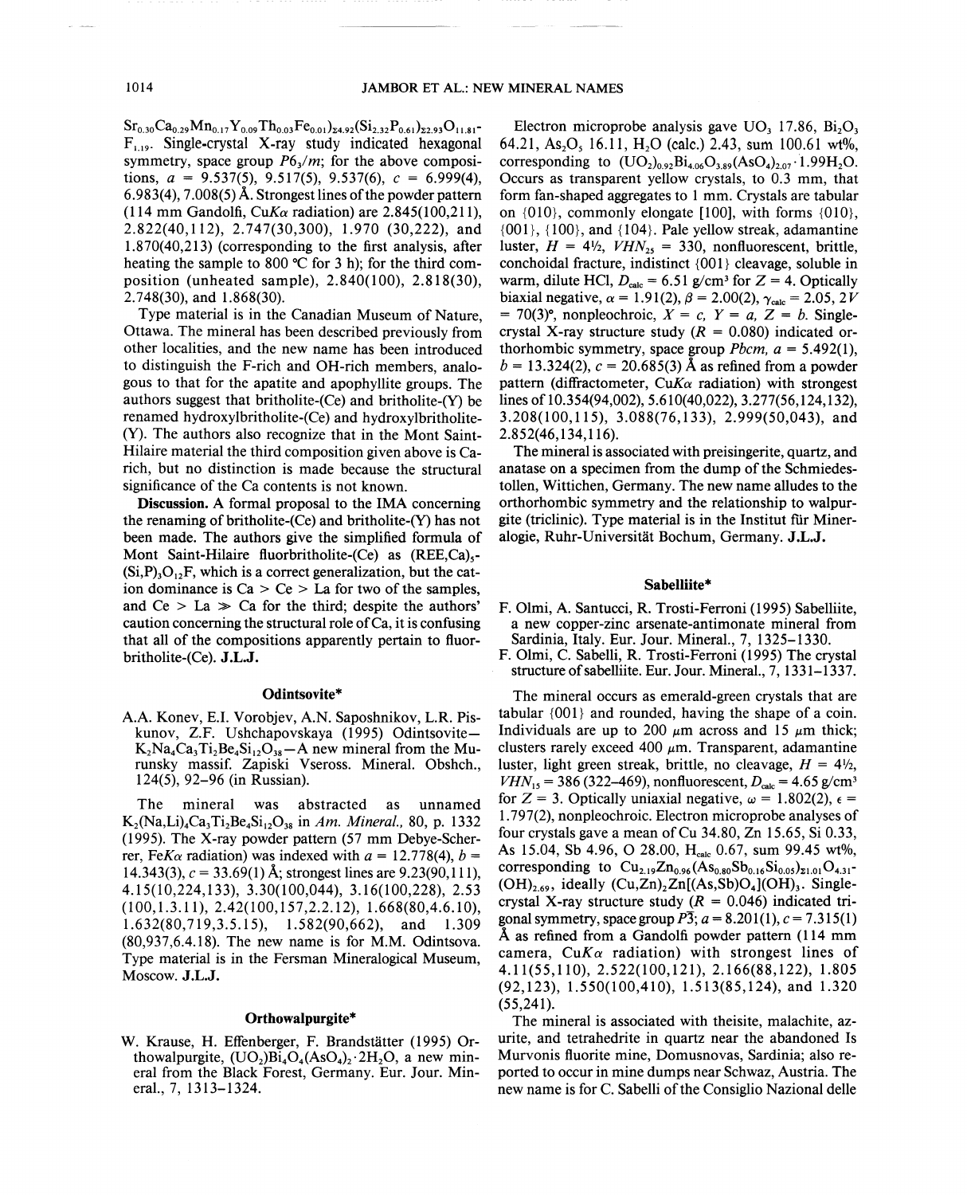$Sr_{0.30}Ca_{0.29}Mn_{0.17}Y_{0.09}Th_{0.03}Fe_{0.01})_{\Sigma 4.92}(Si_{2.32}P_{0.61})_{\Sigma 2.93}O_{11.81}F_{1.19}$. Single-crystal X-ray study indicated hexagonal symmetry, space group $P6_3/m$; for the above compositions, $a$ = 9.537(5), 9.517(5), 9.537(6), $c$ = 6.999(4), 6.983(4), 7.008(5) Å. Strongest lines of the powder pattern (114 mm Gandolfi, Cu$K\alpha$ radiation) are 2.845(100,211), 2.822(40,112), 2.747(30,300), 1.970 (30,222), and 1.870(40,213) (corresponding to the first analysis, after heating the sample to 800 °C for 3 h); for the third composition (unheated sample), 2.840(100), 2.818(30), 2.748(30), and 1.868(30).

Type material is in the Canadian Museum of Nature, Ottawa. The mineral has been described previously from other localities, and the new name has been introduced to distinguish the F-rich and OH-rich members, analogous to that for the apatite and apophyllite groups. The authors suggest that britholite-(Ce) and britholite-(Y) be renamed hydroxylbritholite-(Ce) and hydroxylbritholite-(Y). The authors also recognize that in the Mont Saint-Hilaire material the third composition given above is Ca-rich, but no distinction is made because the structural significance of the Ca contents is not known.

**Discussion.** A formal proposal to the IMA concerning the renaming of britholite-(Ce) and britholite-(Y) has not been made. The authors give the simplified formula of Mont Saint-Hilaire fluorbritholite-(Ce) as $(REE,Ca)_5(Si,P)_3O_{12}F$, which is a correct generalization, but the cation dominance is Ca > Ce > La for two of the samples, and Ce > La ≫ Ca for the third; despite the authors' caution concerning the structural role of Ca, it is confusing that all of the compositions apparently pertain to fluorbritholite-(Ce). **J.L.J.**

## Odintsovite*

A.A. Konev, E.I. Vorobjev, A.N. Saposhnikov, L.R. Piskunov, Z.F. Ushchapovskaya (1995) Odintsovite—$K_2Na_4Ca_3Ti_2Be_4Si_{12}O_{38}$—A new mineral from the Murunsky massif. Zapiski Vseross. Mineral. Obshch., 124(5), 92–96 (in Russian).

The mineral was abstracted as unnamed $K_2(Na,Li)_4Ca_3Ti_2Be_4Si_{12}O_{38}$ in *Am. Mineral.*, 80, p. 1332 (1995). The X-ray powder pattern (57 mm Debye-Scherrer, Fe$K\alpha$ radiation) was indexed with $a$ = 12.778(4), $b$ = 14.343(3), $c$ = 33.69(1) Å; strongest lines are 9.23(90,111), 4.15(10,224,133), 3.30(100,044), 3.16(100,228), 2.53 (100,1.3.11), 2.42(100,157,2.2.12), 1.668(80,4.6.10), 1.632(80,719,3.5.15), 1.582(90,662), and 1.309 (80,937,6.4.18). The new name is for M.M. Odintsova. Type material is in the Fersman Mineralogical Museum, Moscow. **J.L.J.**

## Orthowalpurgite*

W. Krause, H. Effenberger, F. Brandstätter (1995) Orthowalpurgite, $(UO_2)Bi_4O_4(AsO_4)_2 \cdot 2H_2O$, a new mineral from the Black Forest, Germany. Eur. Jour. Mineral., 7, 1313–1324.

Electron microprobe analysis gave $UO_3$ 17.86, $Bi_2O_3$ 64.21, $As_2O_5$ 16.11, $H_2O$ (calc.) 2.43, sum 100.61 wt%, corresponding to $(UO_2)_{0.92}Bi_{4.06}O_{3.89}(AsO_4)_{2.07} \cdot 1.99H_2O$. Occurs as transparent yellow crystals, to 0.3 mm, that form fan-shaped aggregates to 1 mm. Crystals are tabular on {010}, commonly elongate [100], with forms {010}, {001}, {100}, and {104}. Pale yellow streak, adamantine luster, $H$ = 4½, $VHN_{25}$ = 330, nonfluorescent, brittle, conchoidal fracture, indistinct {001} cleavage, soluble in warm, dilute HCl, $D_{calc}$ = 6.51 g/cm³ for $Z$ = 4. Optically biaxial negative, $\alpha$ = 1.91(2), $\beta$ = 2.00(2), $\gamma_{calc}$ = 2.05, $2V$ = 70(3)°, nonpleochroic, $X = c$, $Y = a$, $Z = b$. Single-crystal X-ray structure study ($R$ = 0.080) indicated orthorhombic symmetry, space group $Pbcm$, $a$ = 5.492(1), $b$ = 13.324(2), $c$ = 20.685(3) Å as refined from a powder pattern (diffractometer, Cu$K\alpha$ radiation) with strongest lines of 10.354(94,002), 5.610(40,022), 3.277(56,124,132), 3.208(100,115), 3.088(76,133), 2.999(50,043), and 2.852(46,134,116).

The mineral is associated with preisingerite, quartz, and anatase on a specimen from the dump of the Schmiedestollen, Wittichen, Germany. The new name alludes to the orthorhombic symmetry and the relationship to walpurgite (triclinic). Type material is in the Institut für Mineralogie, Ruhr-Universität Bochum, Germany. **J.L.J.**

## Sabelliite*

F. Olmi, A. Santucci, R. Trosti-Ferroni (1995) Sabelliite, a new copper-zinc arsenate-antimonate mineral from Sardinia, Italy. Eur. Jour. Mineral., 7, 1325–1330.

F. Olmi, C. Sabelli, R. Trosti-Ferroni (1995) The crystal structure of sabelliite. Eur. Jour. Mineral., 7, 1331–1337.

The mineral occurs as emerald-green crystals that are tabular {001} and rounded, having the shape of a coin. Individuals are up to 200 μm across and 15 μm thick; clusters rarely exceed 400 μm. Transparent, adamantine luster, light green streak, brittle, no cleavage, $H$ = 4½, $VHN_{15}$ = 386 (322–469), nonfluorescent, $D_{calc}$ = 4.65 g/cm³ for $Z$ = 3. Optically uniaxial negative, $\omega$ = 1.802(2), $\epsilon$ = 1.797(2), nonpleochroic. Electron microprobe analyses of four crystals gave a mean of Cu 34.80, Zn 15.65, Si 0.33, As 15.04, Sb 4.96, O 28.00, $H_{calc}$ 0.67, sum 99.45 wt%, corresponding to $Cu_{2.19}Zn_{0.96}(As_{0.80}Sb_{0.16}Si_{0.05})_{\Sigma 1.01}O_{4.31}(OH)_{2.69}$, ideally $(Cu,Zn)_2Zn[(As,Sb)O_4](OH)_3$. Single-crystal X-ray structure study ($R$ = 0.046) indicated trigonal symmetry, space group $P\overline{3}$; $a$ = 8.201(1), $c$ = 7.315(1) Å as refined from a Gandolfi powder pattern (114 mm camera, Cu$K\alpha$ radiation) with strongest lines of 4.11(55,110), 2.522(100,121), 2.166(88,122), 1.805 (92,123), 1.550(100,410), 1.513(85,124), and 1.320 (55,241).

The mineral is associated with theisite, malachite, azurite, and tetrahedrite in quartz near the abandoned Is Murvonis fluorite mine, Domusnovas, Sardinia; also reported to occur in mine dumps near Schwaz, Austria. The new name is for C. Sabelli of the Consiglio Nazional delle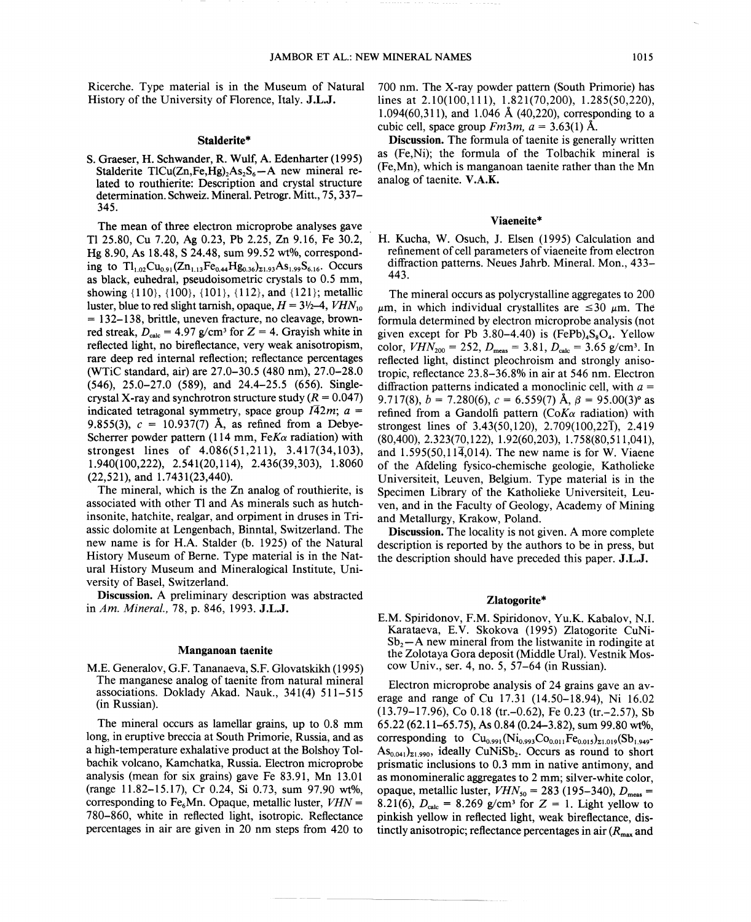Ricerche. Type material is in the Museum of Natural History of the University of Florence, Italy. **J.L.J.**

### Stalderite*

S. Graeser, H. Schwander, R. Wulf, A. Edenharter (1995) Stalderite $TlCu(Zn,Fe,Hg)_2As_2S_6$—A new mineral related to routhierite: Description and crystal structure determination. Schweiz. Mineral. Petrogr. Mitt., 75, 337–345.

The mean of three electron microprobe analyses gave Tl 25.80, Cu 7.20, Ag 0.23, Pb 2.25, Zn 9.16, Fe 30.2, Hg 8.90, As 18.48, S 24.48, sum 99.52 wt%, corresponding to $Tl_{1.02}Cu_{0.91}(Zn_{1.13}Fe_{0.44}Hg_{0.36})_{\Sigma 1.93}As_{1.99}S_{6.16}$. Occurs as black, euhedral, pseudoisometric crystals to 0.5 mm, showing {110}, {100}, {101}, {112}, and {121}; metallic luster, blue to red slight tarnish, opaque, $H = 3\frac{1}{2}$–4, $VHN_{10}$ = 132–138, brittle, uneven fracture, no cleavage, brown-red streak, $D_{calc}$ = 4.97 g/cm³ for $Z = 4$. Grayish white in reflected light, no bireflectance, very weak anisotropism, rare deep red internal reflection; reflectance percentages (WTiC standard, air) are 27.0–30.5 (480 nm), 27.0–28.0 (546), 25.0–27.0 (589), and 24.4–25.5 (656). Single-crystal X-ray and synchrotron structure study ($R = 0.047$) indicated tetragonal symmetry, space group $I\bar{4}2m$; $a$ = 9.855(3), $c$ = 10.937(7) Å, as refined from a Debye-Scherrer powder pattern (114 mm, Fe$K\alpha$ radiation) with strongest lines of 4.086(51,211), 3.417(34,103), 1.940(100,222), 2.541(20,114), 2.436(39,303), 1.8060 (22,521), and 1.7431(23,440).

The mineral, which is the Zn analog of routhierite, is associated with other Tl and As minerals such as hutchinsonite, hatchite, realgar, and orpiment in druses in Triassic dolomite at Lengenbach, Binntal, Switzerland. The new name is for H.A. Stalder (b. 1925) of the Natural History Museum of Berne. Type material is in the Natural History Museum and Mineralogical Institute, University of Basel, Switzerland.

**Discussion.** A preliminary description was abstracted in *Am. Mineral.,* 78, p. 846, 1993. **J.L.J.**

### Manganoan taenite

M.E. Generalov, G.F. Tananaeva, S.F. Glovatskikh (1995) The manganese analog of taenite from natural mineral associations. Doklady Akad. Nauk., 341(4) 511–515 (in Russian).

The mineral occurs as lamellar grains, up to 0.8 mm long, in eruptive breccia at South Primorie, Russia, and as a high-temperature exhalative product at the Bolshoy Tolbachik volcano, Kamchatka, Russia. Electron microprobe analysis (mean for six grains) gave Fe 83.91, Mn 13.01 (range 11.82–15.17), Cr 0.24, Si 0.73, sum 97.90 wt%, corresponding to $Fe_6Mn$. Opaque, metallic luster, $VHN$ = 780–860, white in reflected light, isotropic. Reflectance percentages in air are given in 20 nm steps from 420 to 700 nm. The X-ray powder pattern (South Primorie) has lines at 2.10(100,111), 1.821(70,200), 1.285(50,220), 1.094(60,311), and 1.046 Å (40,220), corresponding to a cubic cell, space group $Fm3m$, $a$ = 3.63(1) Å.

**Discussion.** The formula of taenite is generally written as (Fe,Ni); the formula of the Tolbachik mineral is (Fe,Mn), which is manganoan taenite rather than the Mn analog of taenite. **V.A.K.**

### Viaeneite*

H. Kucha, W. Osuch, J. Elsen (1995) Calculation and refinement of cell parameters of viaeneite from electron diffraction patterns. Neues Jahrb. Mineral. Mon., 433–443.

The mineral occurs as polycrystalline aggregates to 200 μm, in which individual crystallites are ≤30 μm. The formula determined by electron microprobe analysis (not given except for Pb 3.80–4.40) is $(FePb)_4S_8O_4$. Yellow color, $VHN_{200}$ = 252, $D_{meas}$ = 3.81, $D_{calc}$ = 3.65 g/cm³. In reflected light, distinct pleochroism and strongly anisotropic, reflectance 23.8–36.8% in air at 546 nm. Electron diffraction patterns indicated a monoclinic cell, with $a$ = 9.717(8), $b$ = 7.280(6), $c$ = 6.559(7) Å, $\beta$ = 95.00(3)° as refined from a Gandolfi pattern (Co$K\alpha$ radiation) with strongest lines of 3.43(50,120), 2.709(100,22$\bar{1}$), 2.419 (80,400), 2.323(70,122), 1.92(60,203), 1.758(80,511,041), and 1.595(50,11$\bar{4}$,014). The new name is for W. Viaene of the Afdeling fysico-chemische geologie, Katholieke Universiteit, Leuven, Belgium. Type material is in the Specimen Library of the Katholieke Universiteit, Leuven, and in the Faculty of Geology, Academy of Mining and Metallurgy, Krakow, Poland.

**Discussion.** The locality is not given. A more complete description is reported by the authors to be in press, but the description should have preceded this paper. **J.L.J.**

### Zlatogorite*

E.M. Spiridonov, F.M. Spiridonov, Yu.K. Kabalov, N.I. Karataeva, E.V. Skokova (1995) Zlatogorite $CuNiSb_2$—A new mineral from the listwanite in rodingite at the Zolotaya Gora deposit (Middle Ural). Vestnik Moscow Univ., ser. 4, no. 5, 57–64 (in Russian).

Electron microprobe analysis of 24 grains gave an average and range of Cu 17.31 (14.50–18.94), Ni 16.02 (13.79–17.96), Co 0.18 (tr.–0.62), Fe 0.23 (tr.–2.57), Sb 65.22 (62.11–65.75), As 0.84 (0.24–3.82), sum 99.80 wt%, corresponding to $Cu_{0.991}(Ni_{0.993}Co_{0.011}Fe_{0.015})_{\Sigma 1.019}(Sb_{1.949}As_{0.041})_{\Sigma 1.990}$, ideally $CuNiSb_2$. Occurs as round to short prismatic inclusions to 0.3 mm in native antimony, and as monomineralic aggregates to 2 mm; silver-white color, opaque, metallic luster, $VHN_{50}$ = 283 (195–340), $D_{meas}$ = 8.21(6), $D_{calc}$ = 8.269 g/cm³ for $Z = 1$. Light yellow to pinkish yellow in reflected light, weak bireflectance, distinctly anisotropic; reflectance percentages in air ($R_{max}$ and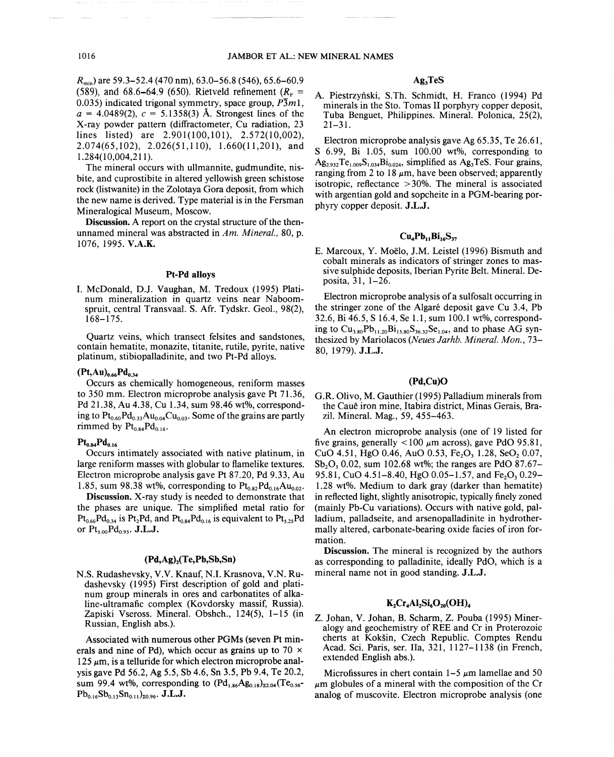$R_{min}$) are 59.3–52.4 (470 nm), 63.0–56.8 (546), 65.6–60.9 (589), and 68.6–64.9 (650). Rietveld refinement ($R_F$ = 0.035) indicated trigonal symmetry, space group, $P\overline{3}m1$, $a$ = 4.0489(2), $c$ = 5.1358(3) Å. Strongest lines of the X-ray powder pattern (diffractometer, Cu radiation, 23 lines listed) are 2.901(100,101), 2.572(10,002), 2.074(65,102), 2.026(51,110), 1.660(11,201), and 1.284(10,004,211).

The mineral occurs with ullmannite, gudmundite, nisbite, and cuprostibite in altered yellowish green schistose rock (listwanite) in the Zolotaya Gora deposit, from which the new name is derived. Type material is in the Fersman Mineralogical Museum, Moscow.

**Discussion.** A report on the crystal structure of the then-unnamed mineral was abstracted in *Am. Mineral.*, 80, p. 1076, 1995. **V.A.K.**

## Pt-Pd alloys

I. McDonald, D.J. Vaughan, M. Tredoux (1995) Platinum mineralization in quartz veins near Naboomspruit, central Transvaal. S. Afr. Tydskr. Geol., 98(2), 168–175.

Quartz veins, which transect felsites and sandstones, contain hematite, monazite, titanite, rutile, pyrite, native platinum, stibiopalladinite, and two Pt-Pd alloys.

### $(Pt,Au)_{0.66}Pd_{0.34}$

Occurs as chemically homogeneous, reniform masses to 350 mm. Electron microprobe analysis gave Pt 71.36, Pd 21.38, Au 4.38, Cu 1.34, sum 98.46 wt%, corresponding to $Pt_{0.60}Pd_{0.33}Au_{0.04}Cu_{0.03}$. Some of the grains are partly rimmed by $Pt_{0.84}Pd_{0.16}$.

### $Pt_{0.84}Pd_{0.16}$

Occurs intimately associated with native platinum, in large reniform masses with globular to flamelike textures. Electron microprobe analysis gave Pt 87.20, Pd 9.33, Au 1.85, sum 98.38 wt%, corresponding to $Pt_{0.82}Pd_{0.16}Au_{0.02}$.

**Discussion.** X-ray study is needed to demonstrate that the phases are unique. The simplified metal ratio for $Pt_{0.66}Pd_{0.34}$ is $Pt_2Pd$, and $Pt_{0.84}Pd_{0.16}$ is equivalent to $Pt_{5.25}Pd$ or $Pt_{5.00}Pd_{0.95}$. **J.L.J.**

## $(Pd,Ag)_2(Te,Pb,Sb,Sn)$

N.S. Rudashevsky, V.V. Knauf, N.I. Krasnova, V.N. Rudashevsky (1995) First description of gold and platinum group minerals in ores and carbonatites of alkaline-ultramafic complex (Kovdorsky massif, Russia). Zapiski Vseross. Mineral. Obshch., 124(5), 1–15 (in Russian, English abs.).

Associated with numerous other PGMs (seven Pt minerals and nine of Pd), which occur as grains up to 70 × 125 μm, is a telluride for which electron microprobe analysis gave Pd 56.2, Ag 5.5, Sb 4.6, Sn 3.5, Pb 9.4, Te 20.2, sum 99.4 wt%, corresponding to $(Pd_{1.86}Ag_{0.18})_{\Sigma 2.04}(Te_{0.56}Pb_{0.16}Sb_{0.13}Sn_{0.11})_{\Sigma 0.96}$. **J.L.J.**

## $Ag_3TeS$

A. Piestrzyński, S.Th. Schmidt, H. Franco (1994) Pd minerals in the Sto. Tomas II porphyry copper deposit, Tuba Benguet, Philippines. Mineral. Polonica, 25(2), 21–31.

Electron microprobe analysis gave Ag 65.35, Te 26.61, S 6.99, Bi 1.05, sum 100.00 wt%, corresponding to $Ag_{2.932}Te_{1.009}S_{1.034}Bi_{0.024}$, simplified as $Ag_3TeS$. Four grains, ranging from 2 to 18 μm, have been observed; apparently isotropic, reflectance >30%. The mineral is associated with argentian gold and sopcheite in a PGM-bearing porphyry copper deposit. **J.L.J.**

## $Cu_4Pb_{11}Bi_{16}S_{37}$

E. Marcoux, Y. Moëlo, J.M. Leistel (1996) Bismuth and cobalt minerals as indicators of stringer zones to massive sulphide deposits, Iberian Pyrite Belt. Mineral. Deposita, 31, 1–26.

Electron microprobe analysis of a sulfosalt occurring in the stringer zone of the Algaré deposit gave Cu 3.4, Pb 32.6, Bi 46.5, S 16.4, Se 1.1, sum 100.1 wt%, corresponding to $Cu_{3.80}Pb_{11.20}Bi_{15.80}S_{36.32}Se_{1.04}$, and to phase AG synthesized by Mariolacos (*Neues Jarhb. Mineral. Mon.*, 73–80, 1979). **J.L.J.**

## $(Pd,Cu)O$

G.R. Olivo, M. Gauthier (1995) Palladium minerals from the Cauê iron mine, Itabira district, Minas Gerais, Brazil. Mineral. Mag., 59, 455–463.

An electron microprobe analysis (one of 19 listed for five grains, generally <100 μm across), gave PdO 95.81, CuO 4.51, HgO 0.46, AuO 0.53, $Fe_2O_3$ 1.28, $SeO_2$ 0.07, $Sb_2O_5$ 0.02, sum 102.68 wt%; the ranges are PdO 87.67–95.81, CuO 4.51–8.40, HgO 0.05–1.57, and $Fe_2O_3$ 0.29–1.28 wt%. Medium to dark gray (darker than hematite) in reflected light, slightly anisotropic, typically finely zoned (mainly Pb-Cu variations). Occurs with native gold, palladium, palladseite, and arsenopalladinite in hydrothermally altered, carbonate-bearing oxide facies of iron formation.

**Discussion.** The mineral is recognized by the authors as corresponding to palladinite, ideally PdO, which is a mineral name not in good standing. **J.L.J.**

## $K_2Cr_4Al_2Si_6O_{20}(OH)_4$

Z. Johan, V. Johan, B. Scharm, Z. Pouba (1995) Mineralogy and geochemistry of REE and Cr in Proterozoic cherts at Kokšin, Czech Republic. Comptes Rendu Acad. Sci. Paris, ser. IIa, 321, 1127–1138 (in French, extended English abs.).

Microfissures in chert contain 1–5 μm lamellae and 50 μm globules of a mineral with the composition of the Cr analog of muscovite. Electron microprobe analysis (one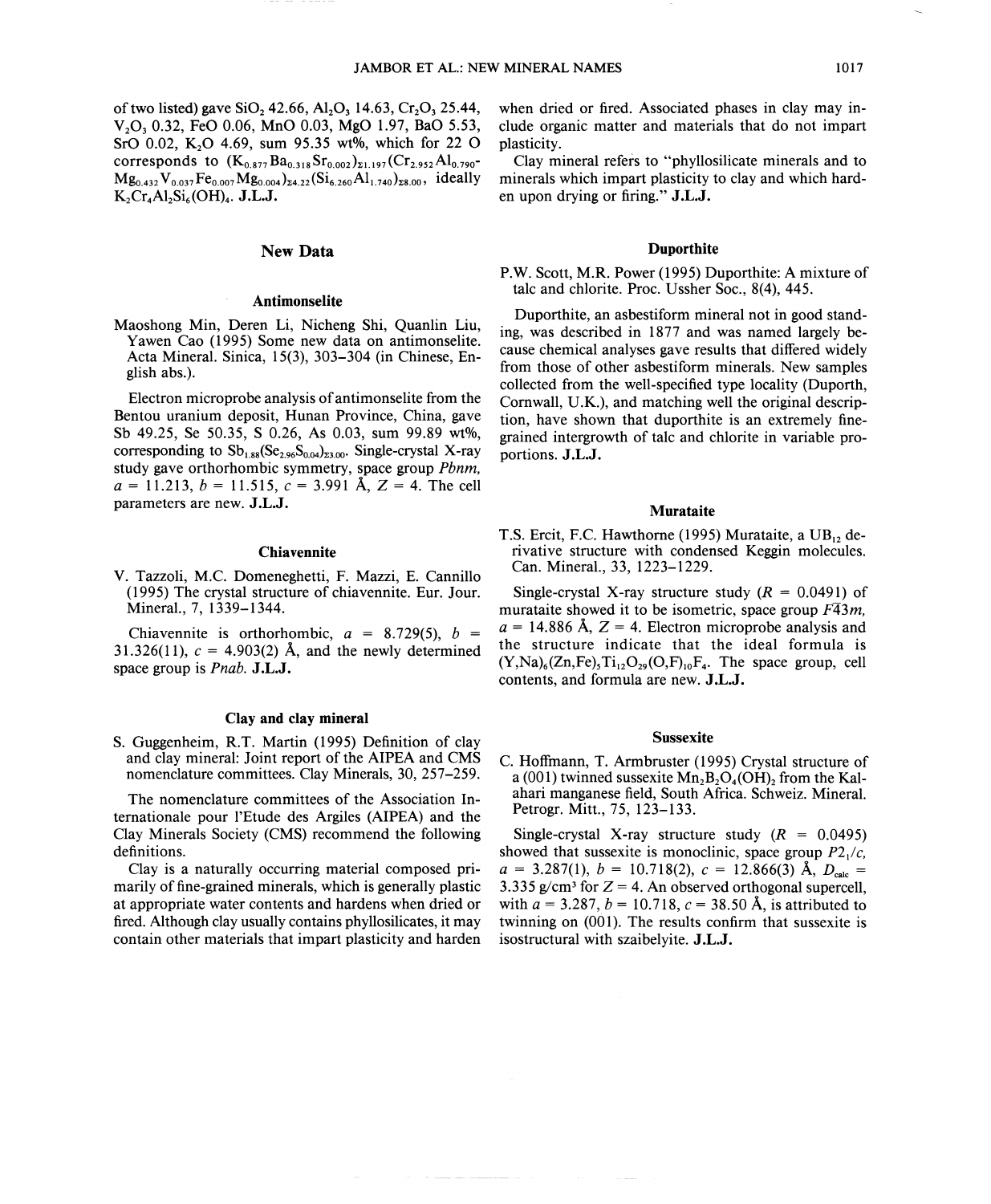of two listed) gave $SiO_2$ 42.66, $Al_2O_3$ 14.63, $Cr_2O_3$ 25.44, $V_2O_3$ 0.32, FeO 0.06, MnO 0.03, MgO 1.97, BaO 5.53, SrO 0.02, $K_2O$ 4.69, sum 95.35 wt%, which for 22 O corresponds to $(K_{0.877}Ba_{0.318}Sr_{0.002})_{\Sigma 1.197}(Cr_{2.952}Al_{0.790}Mg_{0.432}V_{0.037}Fe_{0.007}Mg_{0.004})_{\Sigma 4.22}(Si_{6.260}Al_{1.740})_{\Sigma 8.00}$, ideally $K_2Cr_4Al_2Si_6(OH)_4$. **J.L.J.**

## New Data

### Antimonselite

Maoshong Min, Deren Li, Nicheng Shi, Quanlin Liu, Yawen Cao (1995) Some new data on antimonselite. Acta Mineral. Sinica, 15(3), 303–304 (in Chinese, English abs.).

Electron microprobe analysis of antimonselite from the Bentou uranium deposit, Hunan Province, China, gave Sb 49.25, Se 50.35, S 0.26, As 0.03, sum 99.89 wt%, corresponding to $Sb_{1.88}(Se_{2.96}S_{0.04})_{\Sigma 3.00}$. Single-crystal X-ray study gave orthorhombic symmetry, space group *Pbnm*, $a$ = 11.213, $b$ = 11.515, $c$ = 3.991 Å, $Z$ = 4. The cell parameters are new. **J.L.J.**

### Chiavennite

V. Tazzoli, M.C. Domeneghetti, F. Mazzi, E. Cannillo (1995) The crystal structure of chiavennite. Eur. Jour. Mineral., 7, 1339–1344.

Chiavennite is orthorhombic, $a$ = 8.729(5), $b$ = 31.326(11), $c$ = 4.903(2) Å, and the newly determined space group is *Pnab*. **J.L.J.**

### Clay and clay mineral

S. Guggenheim, R.T. Martin (1995) Definition of clay and clay mineral: Joint report of the AIPEA and CMS nomenclature committees. Clay Minerals, 30, 257–259.

The nomenclature committees of the Association Internationale pour l'Etude des Argiles (AIPEA) and the Clay Minerals Society (CMS) recommend the following definitions.

Clay is a naturally occurring material composed primarily of fine-grained minerals, which is generally plastic at appropriate water contents and hardens when dried or fired. Although clay usually contains phyllosilicates, it may contain other materials that impart plasticity and harden when dried or fired. Associated phases in clay may include organic matter and materials that do not impart plasticity.

Clay mineral refers to "phyllosilicate minerals and to minerals which impart plasticity to clay and which harden upon drying or firing." **J.L.J.**

### Duporthite

P.W. Scott, M.R. Power (1995) Duporthite: A mixture of talc and chlorite. Proc. Ussher Soc., 8(4), 445.

Duporthite, an asbestiform mineral not in good standing, was described in 1877 and was named largely because chemical analyses gave results that differed widely from those of other asbestiform minerals. New samples collected from the well-specified type locality (Duporth, Cornwall, U.K.), and matching well the original description, have shown that duporthite is an extremely fine-grained intergrowth of talc and chlorite in variable proportions. **J.L.J.**

### Murataite

T.S. Ercit, F.C. Hawthorne (1995) Murataite, a $UB_{12}$ derivative structure with condensed Keggin molecules. Can. Mineral., 33, 1223–1229.

Single-crystal X-ray structure study ($R$ = 0.0491) of murataite showed it to be isometric, space group $F\bar{4}3m$, $a$ = 14.886 Å, $Z$ = 4. Electron microprobe analysis and the structure indicate that the ideal formula is $(Y,Na)_6(Zn,Fe)_5Ti_{12}O_{29}(O,F)_{10}F_4$. The space group, cell contents, and formula are new. **J.L.J.**

### Sussexite

C. Hoffmann, T. Armbruster (1995) Crystal structure of a (001) twinned sussexite $Mn_2B_2O_4(OH)_2$ from the Kalahari manganese field, South Africa. Schweiz. Mineral. Petrogr. Mitt., 75, 123–133.

Single-crystal X-ray structure study ($R$ = 0.0495) showed that sussexite is monoclinic, space group $P2_1/c$, $a$ = 3.287(1), $b$ = 10.718(2), $c$ = 12.866(3) Å, $D_{calc}$ = 3.335 g/cm³ for $Z$ = 4. An observed orthogonal supercell, with $a$ = 3.287, $b$ = 10.718, $c$ = 38.50 Å, is attributed to twinning on (001). The results confirm that sussexite is isostructural with szaibelyite. **J.L.J.**